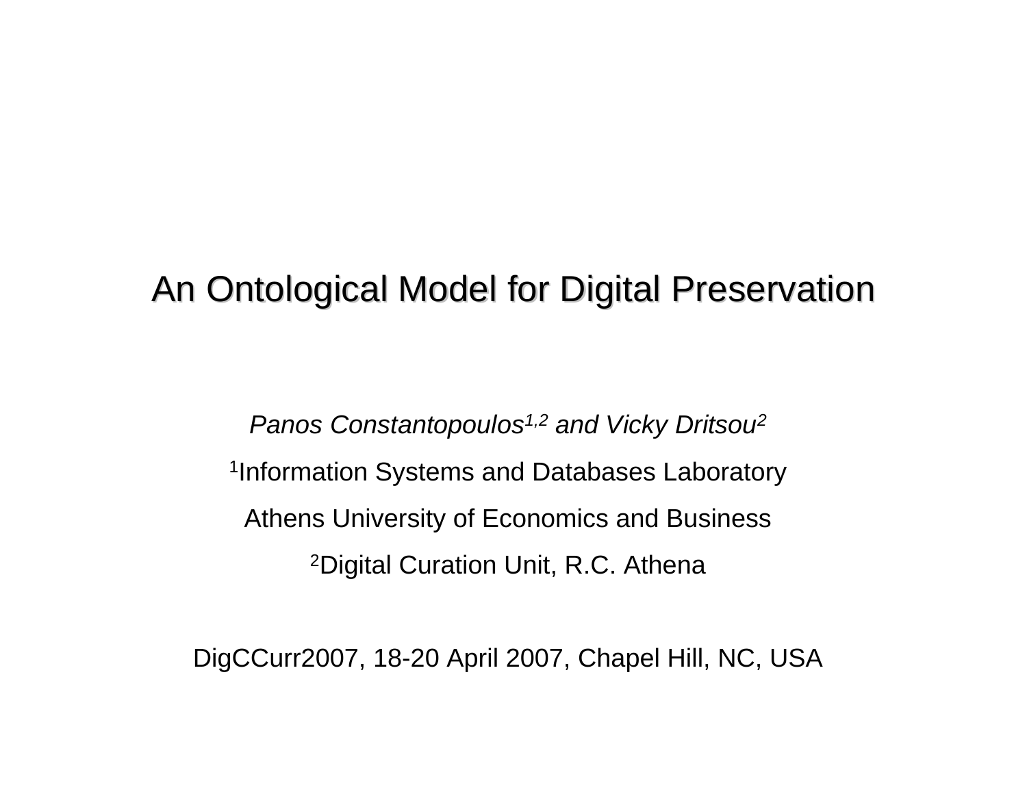# An Ontological Model for Digital Preservation

*Panos Constantopoulos[1,2] and Vicky Dritsou[2]*

[1]Information Systems and Databases Laboratory

Athens University of Economics and Business

[2]Digital Curation Unit, R.C. Athena

DigCCurr2007, 18-20 April 2007, Chapel Hill, NC, USA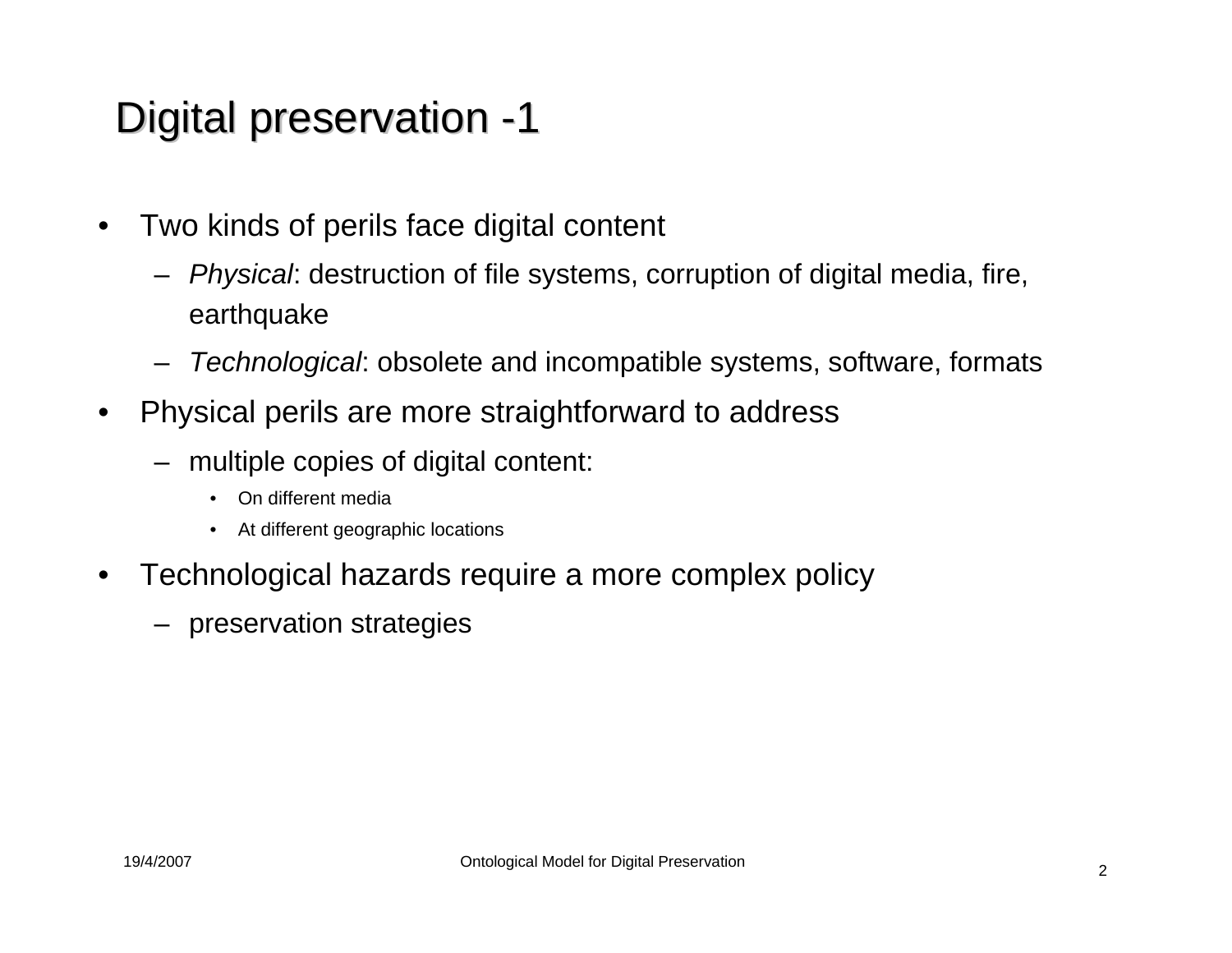# Digital preservation -1

- Two kinds of perils face digital content
  - *Physical*: destruction of file systems, corruption of digital media, fire, earthquake
  - *Technological*: obsolete and incompatible systems, software, formats
- Physical perils are more straightforward to address
  - multiple copies of digital content:
    - On different media
    - At different geographic locations
- Technological hazards require a more complex policy
  - preservation strategies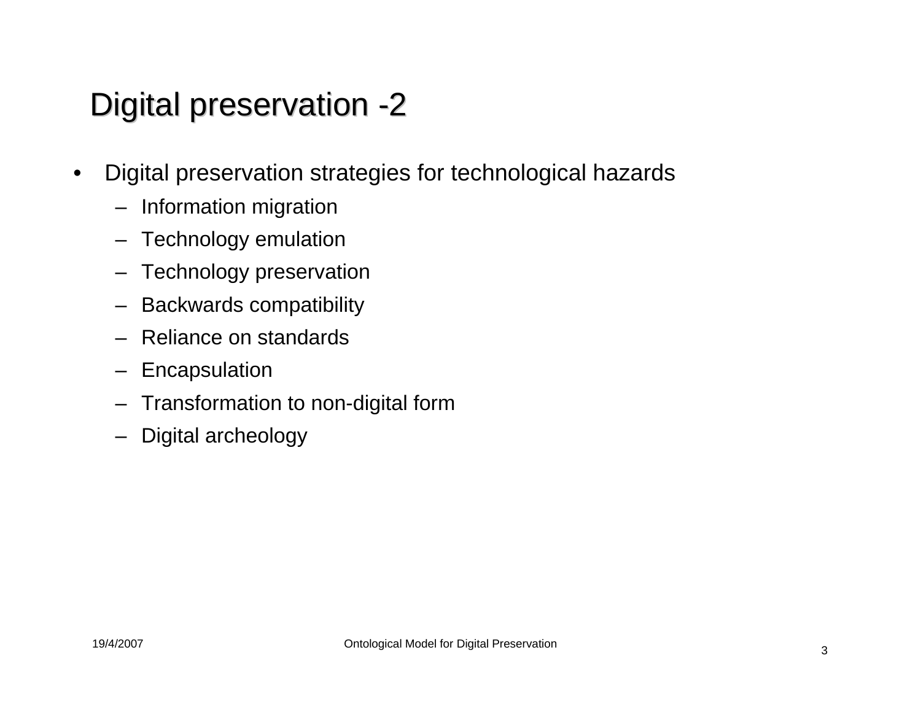# Digital preservation -2

- Digital preservation strategies for technological hazards
  - Information migration
  - Technology emulation
  - Technology preservation
  - Backwards compatibility
  - Reliance on standards
  - Encapsulation
  - Transformation to non-digital form
  - Digital archeology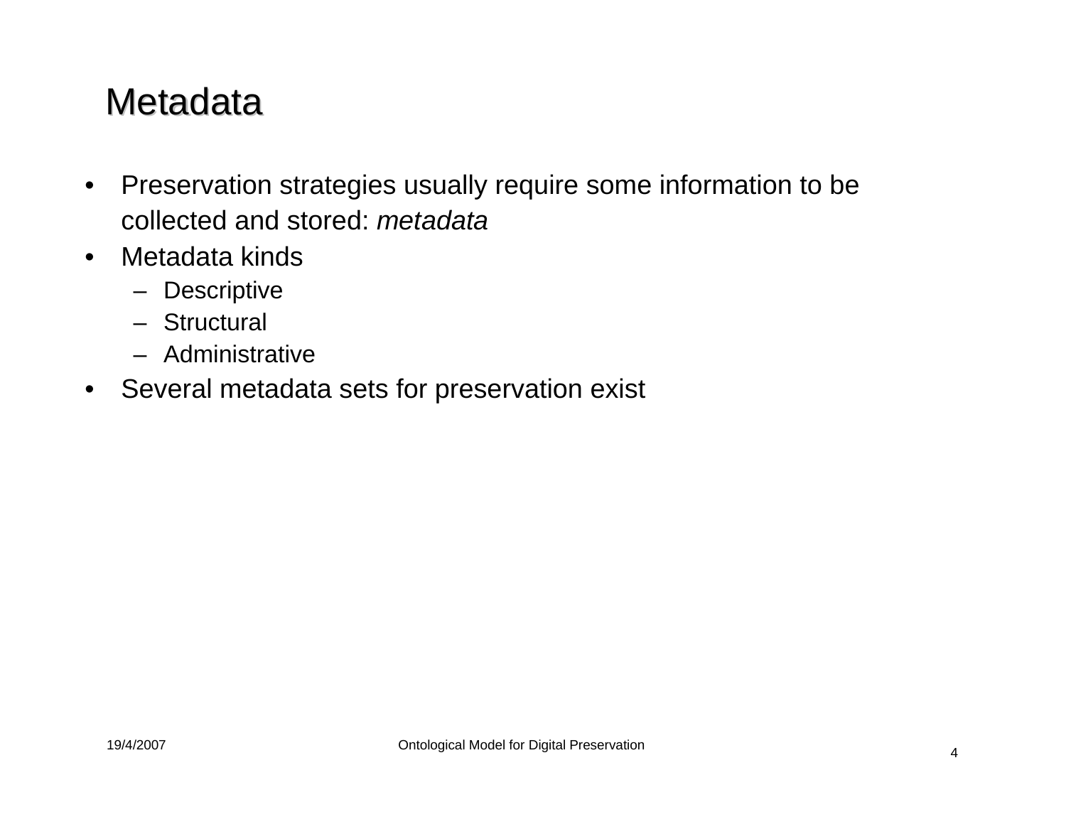# Metadata

- Preservation strategies usually require some information to be collected and stored: *metadata*
- Metadata kinds
  - Descriptive
  - Structural
  - Administrative
- Several metadata sets for preservation exist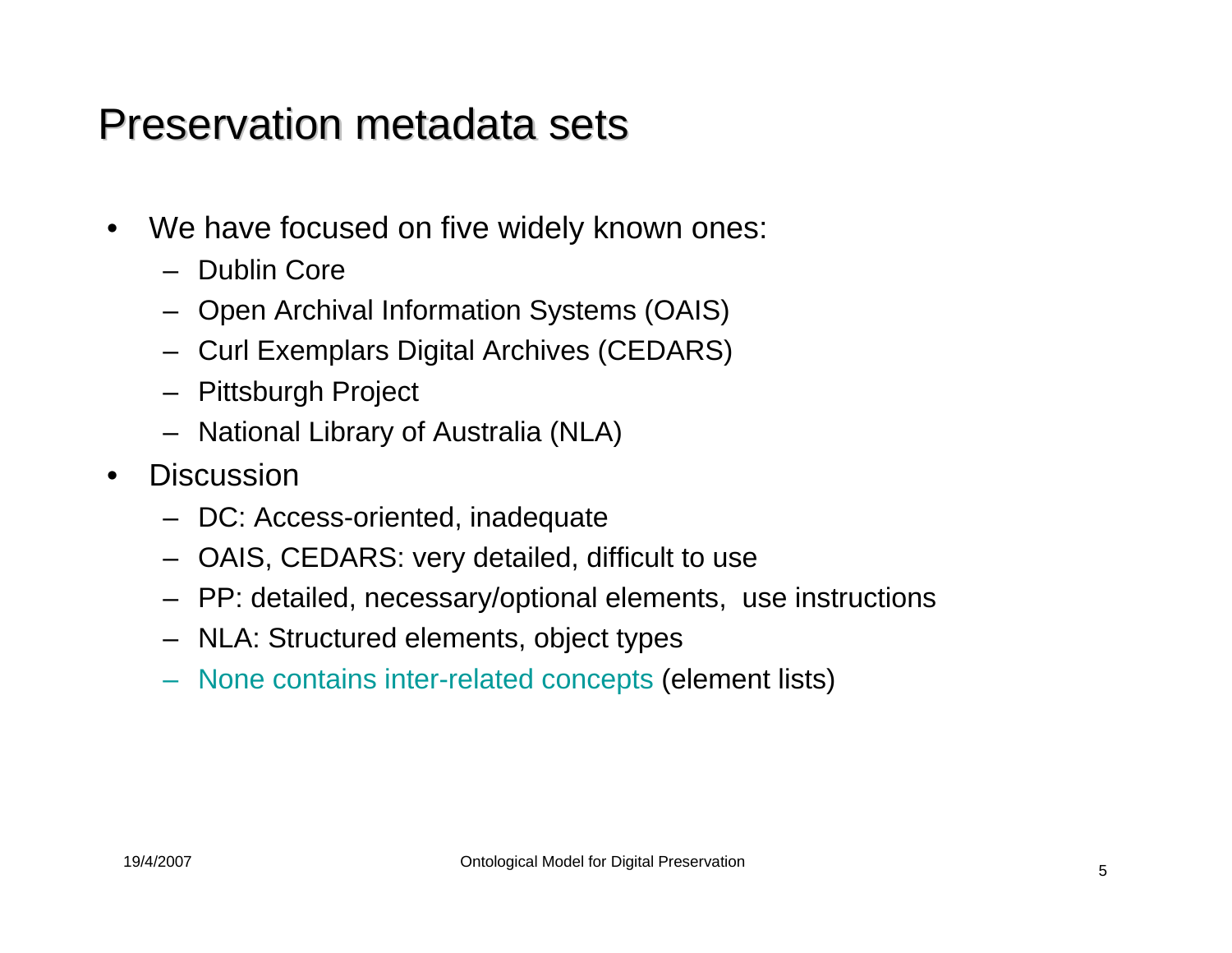# Preservation metadata sets

- We have focused on five widely known ones:
  - Dublin Core
  - Open Archival Information Systems (OAIS)
  - Curl Exemplars Digital Archives (CEDARS)
  - Pittsburgh Project
  - National Library of Australia (NLA)
- Discussion
  - DC: Access-oriented, inadequate
  - OAIS, CEDARS: very detailed, difficult to use
  - PP: detailed, necessary/optional elements, use instructions
  - NLA: Structured elements, object types
  - None contains inter-related concepts (element lists)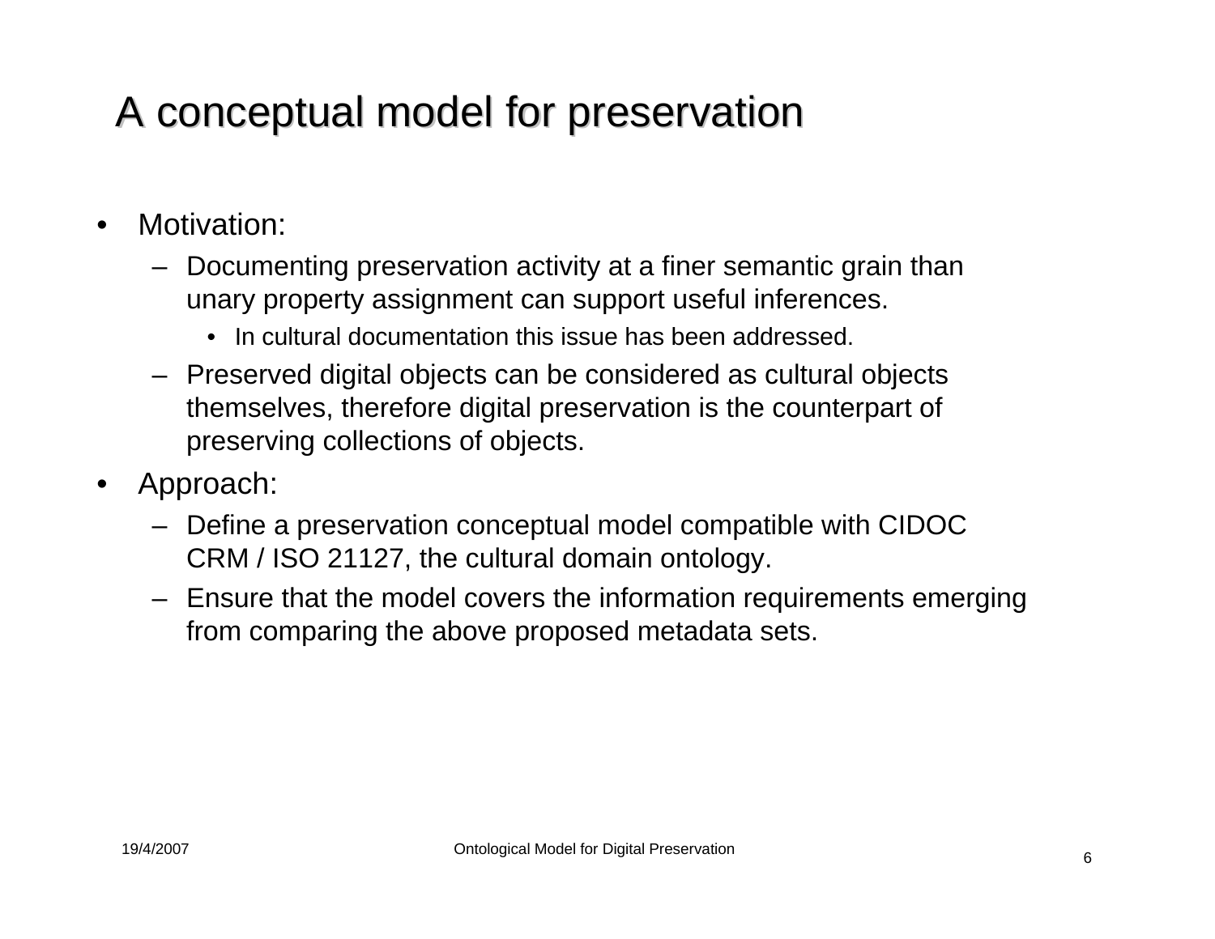# A conceptual model for preservation

- Motivation:
  - Documenting preservation activity at a finer semantic grain than unary property assignment can support useful inferences.
    - In cultural documentation this issue has been addressed.
  - Preserved digital objects can be considered as cultural objects themselves, therefore digital preservation is the counterpart of preserving collections of objects.
- Approach:
  - Define a preservation conceptual model compatible with CIDOC CRM / ISO 21127, the cultural domain ontology.
  - Ensure that the model covers the information requirements emerging from comparing the above proposed metadata sets.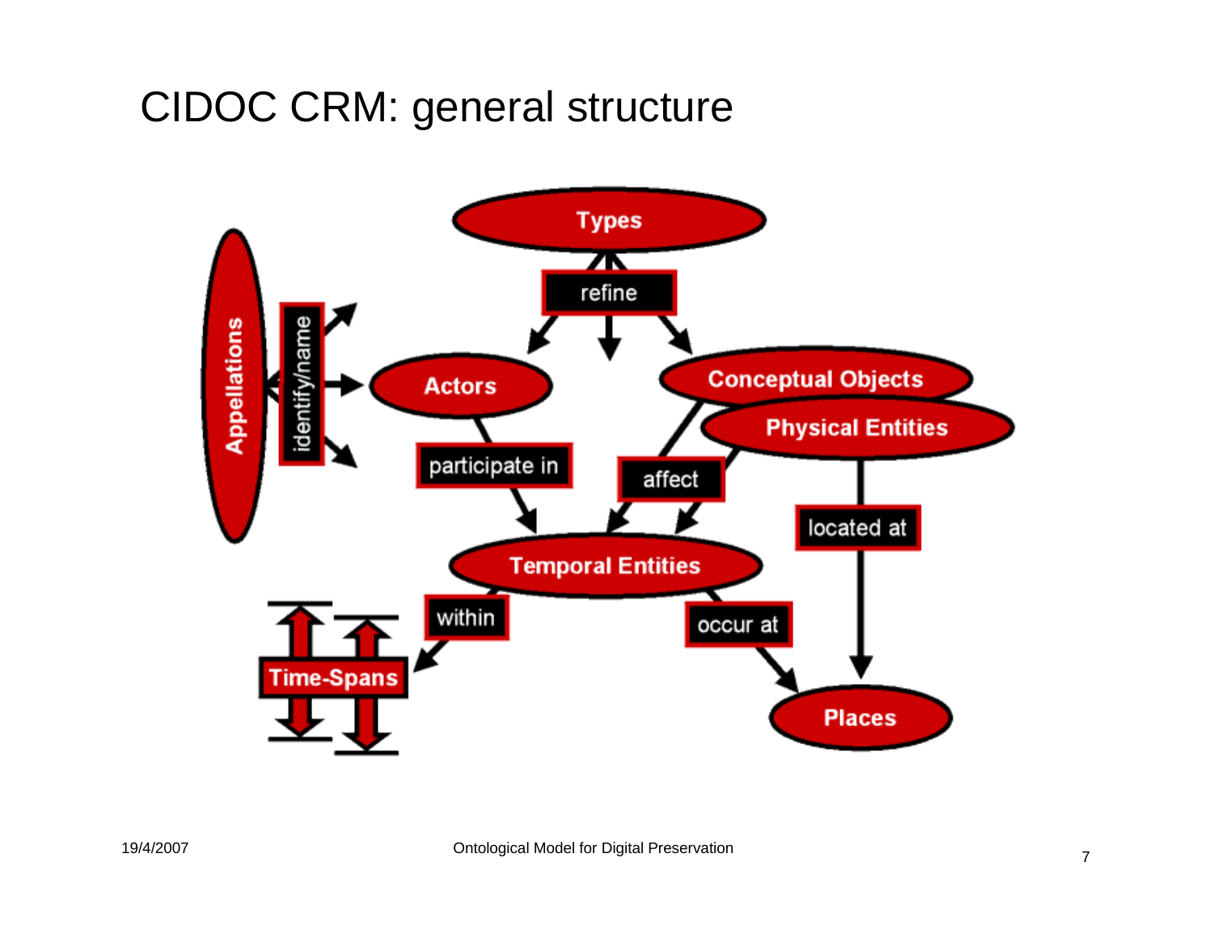# CIDOC CRM: general structure

Types

refine

Appellations

identify/name

Actors

Conceptual Objects

Physical Entities

participate in

affect

located at

Temporal Entities

within

occur at

Time-Spans

Places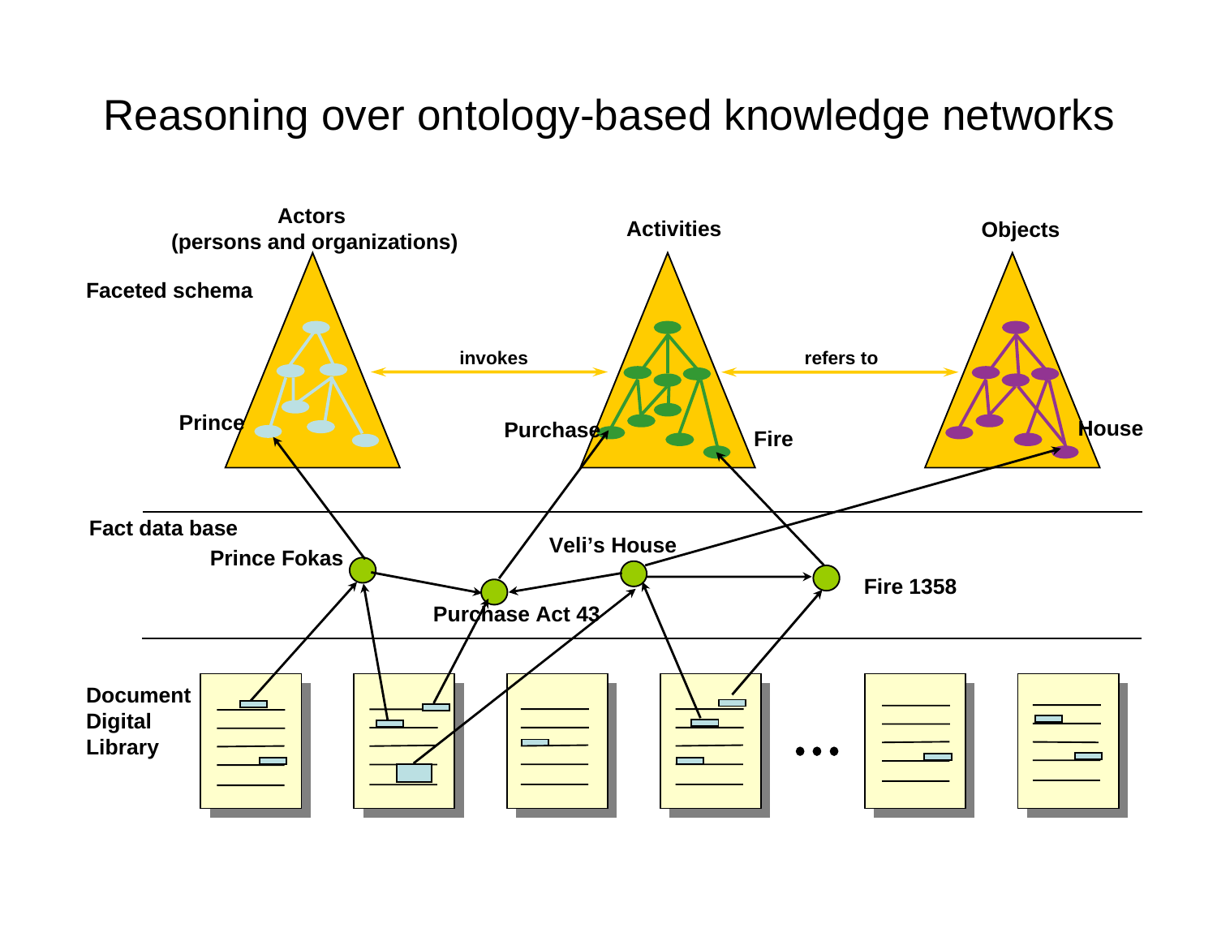# Reasoning over ontology-based knowledge networks

**Faceted schema**

**Actors (persons and organizations)** — Prince

**Activities** — Purchase, Fire

**Objects** — House

invokes

refers to

**Fact data base**

Prince Fokas

Purchase Act 43

Veli's House

Fire 1358

**Document Digital Library**

• • •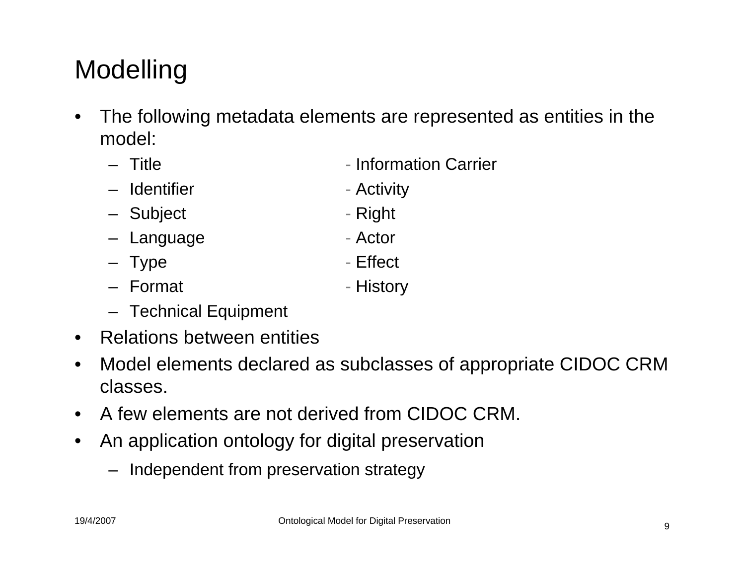# Modelling

- The following metadata elements are represented as entities in the model:
  - Title
  - Identifier
  - Subject
  - Language
  - Type
  - Format
  - Technical Equipment
  - Information Carrier
  - Activity
  - Right
  - Actor
  - Effect
  - History
- Relations between entities
- Model elements declared as subclasses of appropriate CIDOC CRM classes.
- A few elements are not derived from CIDOC CRM.
- An application ontology for digital preservation
  - Independent from preservation strategy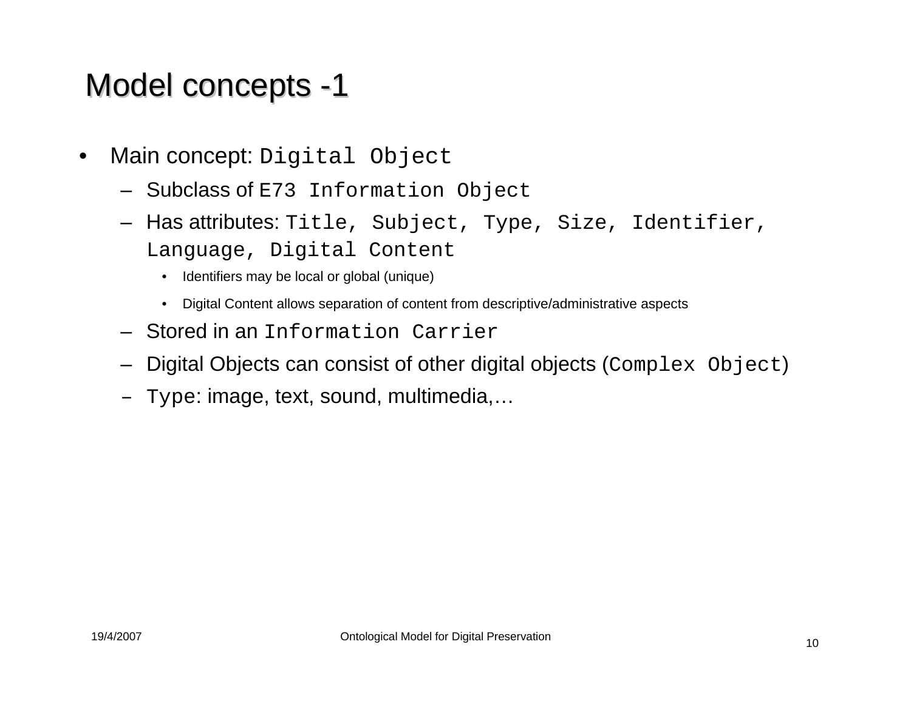# Model concepts -1

- Main concept: `Digital Object`
  - Subclass of `E73 Information Object`
  - Has attributes: `Title, Subject, Type, Size, Identifier, Language, Digital Content`
    - Identifiers may be local or global (unique)
    - Digital Content allows separation of content from descriptive/administrative aspects
  - Stored in an `Information Carrier`
  - Digital Objects can consist of other digital objects (`Complex Object`)
  - `Type`: image, text, sound, multimedia,…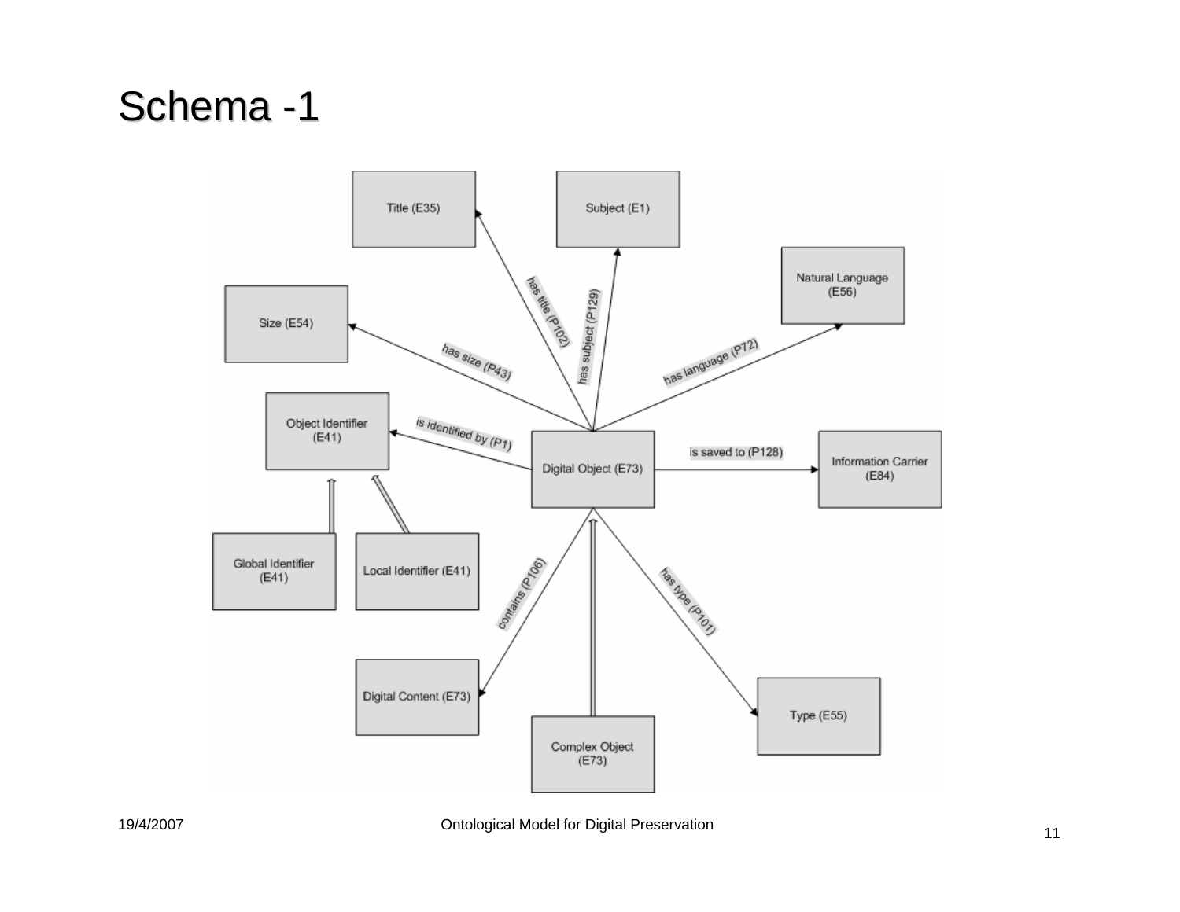# Schema -1

Title (E35)

Subject (E1)

Natural Language (E56)

Size (E54)

has title (P102)

has subject (P129)

has size (P43)

has language (P72)

Object Identifier (E41)

is identified by (P1)

Digital Object (E73)

is saved to (P128)

Information Carrier (E84)

Global Identifier (E41)

Local Identifier (E41)

contains (P106)

has type (P101)

Digital Content (E73)

Complex Object (E73)

Type (E55)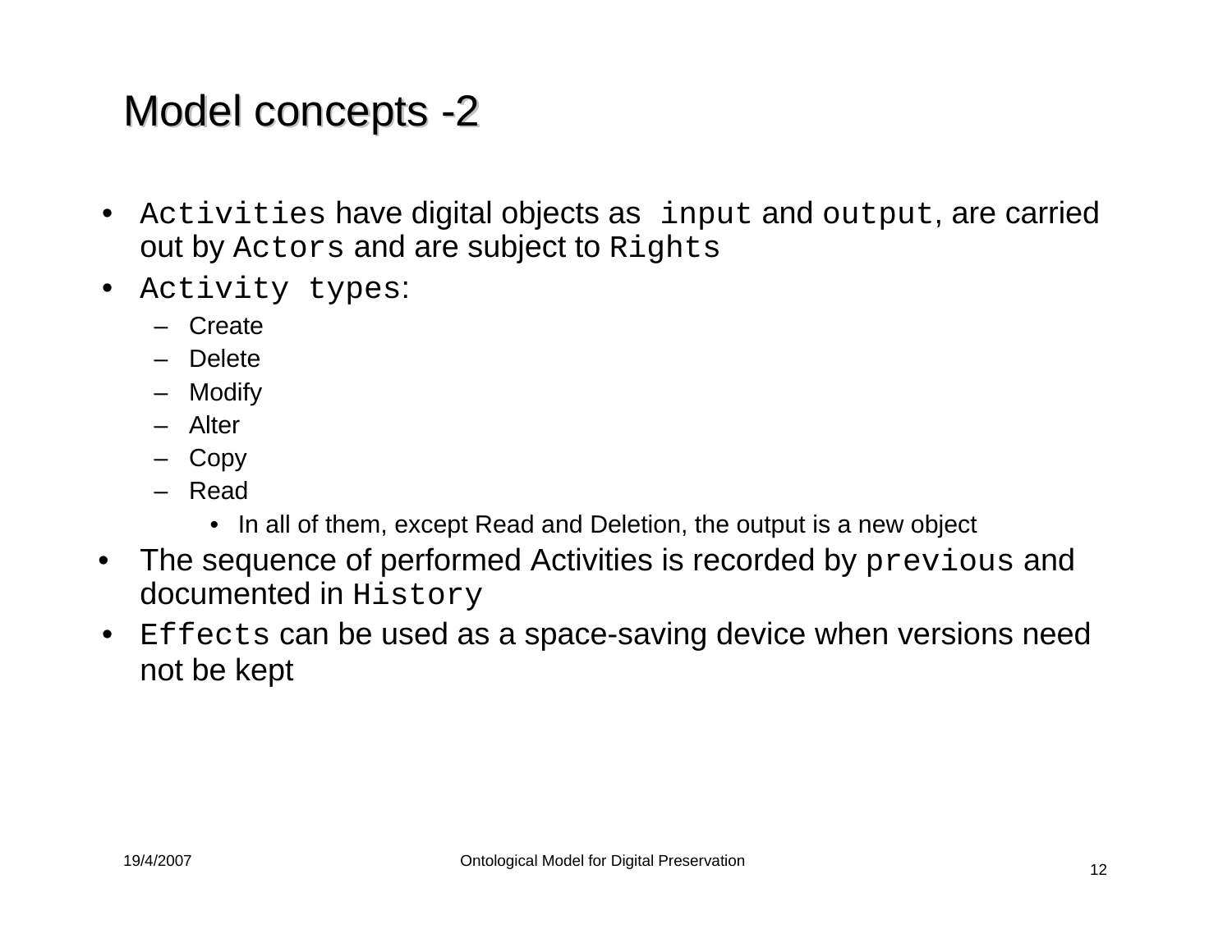# Model concepts -2

- `Activities` have digital objects as `input` and `output`, are carried out by `Actors` and are subject to `Rights`
- `Activity types`:
  - Create
  - Delete
  - Modify
  - Alter
  - Copy
  - Read
    - In all of them, except Read and Deletion, the output is a new object
- The sequence of performed Activities is recorded by `previous` and documented in `History`
- `Effects` can be used as a space-saving device when versions need not be kept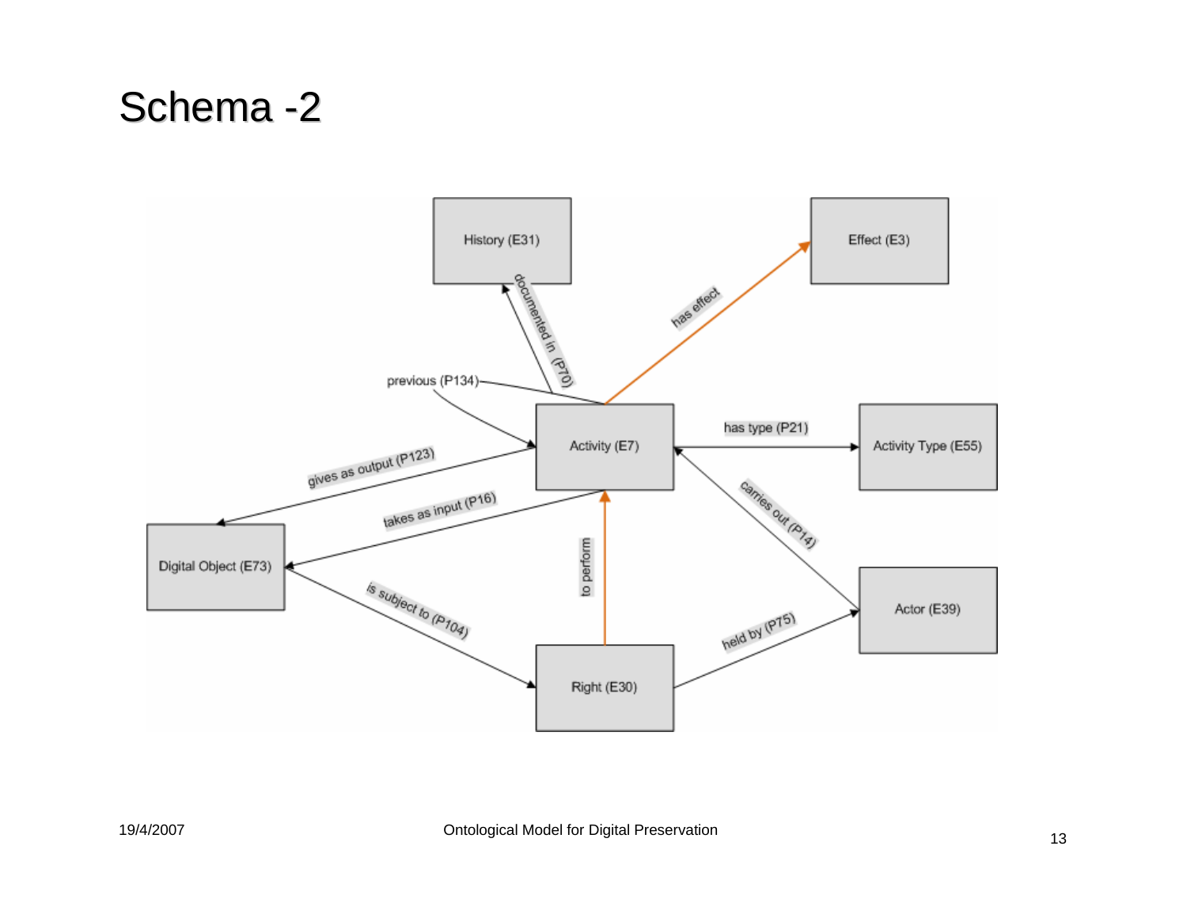# Schema -2

- Activity (E7) — documented in (P70) → History (E31)
- Activity (E7) — has effect → Effect (E3)
- Activity (E7) — previous (P134) → Activity (E7)
- Activity (E7) — has type (P21) → Activity Type (E55)
- Activity (E7) — gives as output (P123) → Digital Object (E73)
- Activity (E7) — takes as input (P16) → Digital Object (E73)
- Actor (E39) — carries out (P14) → Activity (E7)
- Digital Object (E73) — is subject to (P104) → Right (E30)
- Right (E30) — to perform → Activity (E7)
- Right (E30) — held by (P75) → Actor (E39)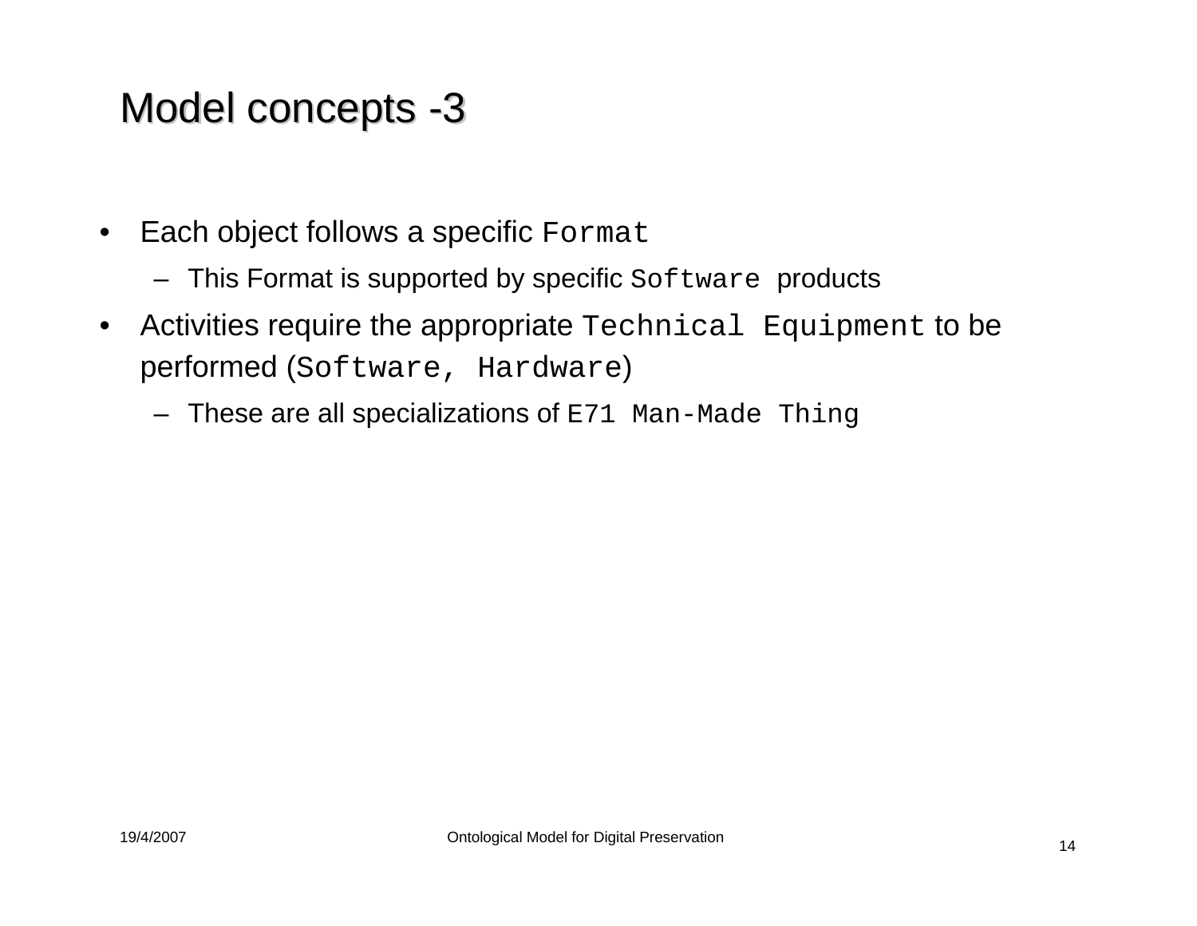# Model concepts -3

- Each object follows a specific `Format`
  - This Format is supported by specific `Software` products
- Activities require the appropriate `Technical Equipment` to be performed (`Software, Hardware`)
  - These are all specializations of `E71 Man-Made Thing`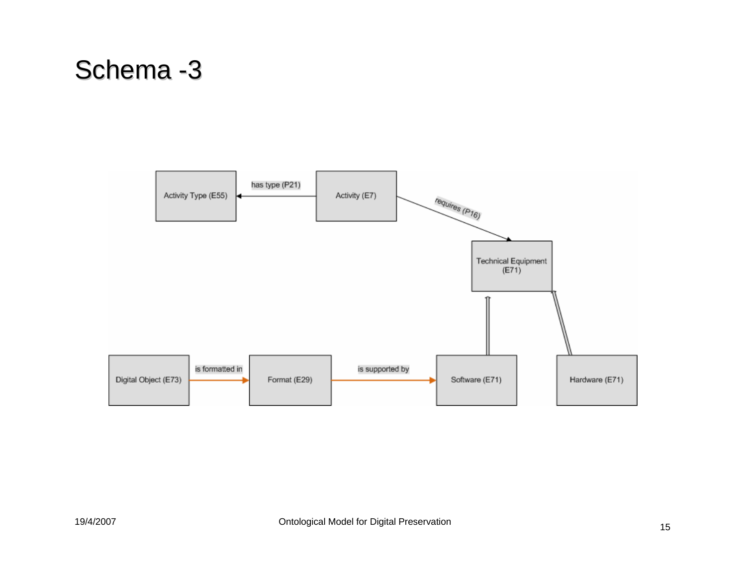# Schema -3

Activity Type (E55)

has type (P21)

Activity (E7)

requires (P16)

Technical Equipment (E71)

Digital Object (E73)

is formatted in

Format (E29)

is supported by

Software (E71)

Hardware (E71)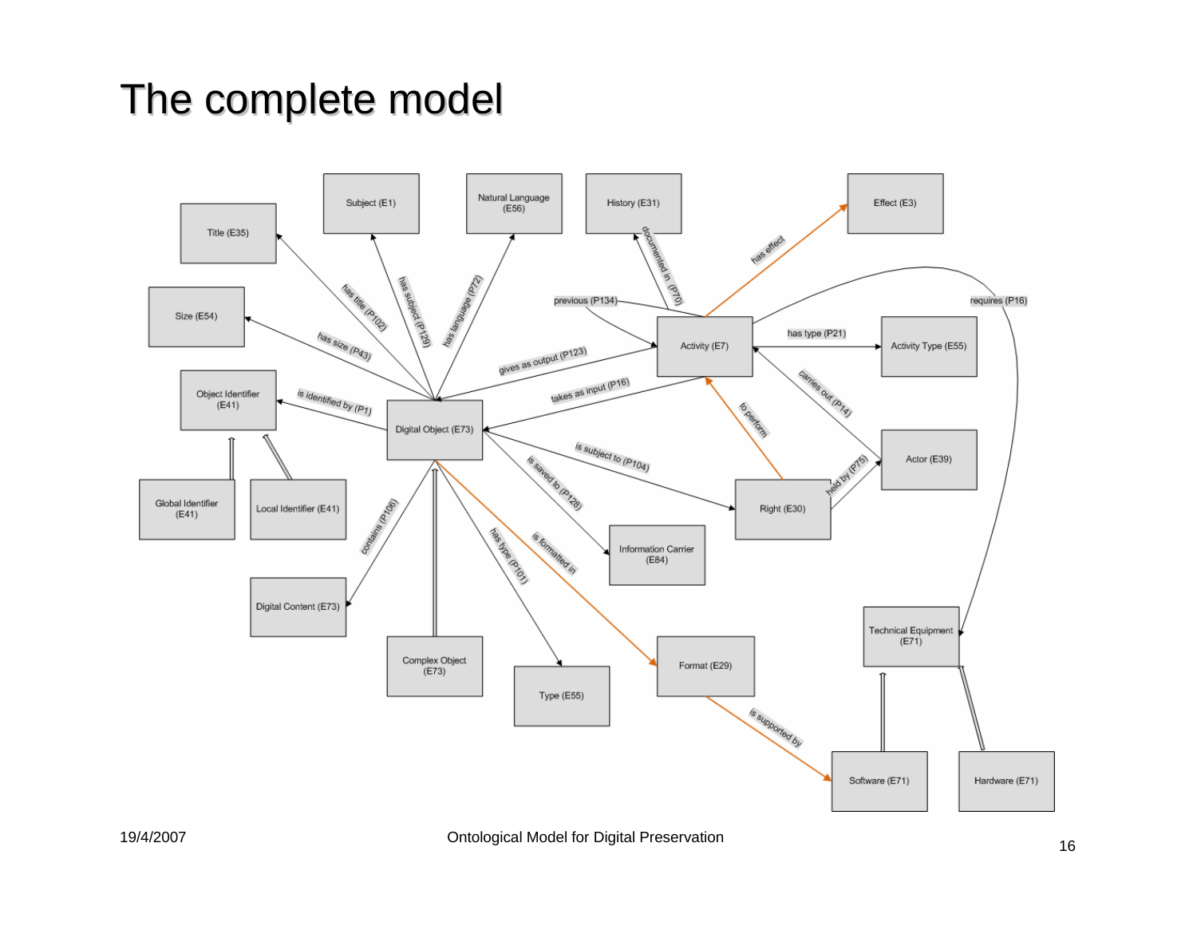# The complete model

- Digital Object (E73) — has title (P102) → Title (E35)
- Digital Object (E73) — has subject (P129) → Subject (E1)
- Digital Object (E73) — has language (P72) → Natural Language (E56)
- Digital Object (E73) — has size (P43) → Size (E54)
- Digital Object (E73) — is identified by (P1) → Object Identifier (E41)
- Global Identifier (E41) → Object Identifier (E41)
- Local Identifier (E41) → Object Identifier (E41)
- Digital Object (E73) — contains (P106) → Digital Content (E73)
- Complex Object (E73) → Digital Object (E73)
- Digital Object (E73) — has type (P101) → Type (E55)
- Digital Object (E73) — is formatted in → Format (E29)
- Format (E29) — is supported by → Software (E71)
- Digital Object (E73) — is saved to (P128) → Information Carrier (E84)
- Digital Object (E73) — is subject to (P104) → Right (E30)
- Activity (E7) — gives as output (P123) → Digital Object (E73)
- Activity (E7) — takes as input (P16) → Digital Object (E73)
- Activity (E7) — documented in (P70) → History (E31)
- Activity (E7) — previous (P134) → Activity (E7)
- Activity (E7) — has effect → Effect (E3)
- Activity (E7) — has type (P21) → Activity Type (E55)
- Activity (E7) — requires (P16) → Technical Equipment (E71)
- Actor (E39) — carries out (P14) → Activity (E7)
- Right (E30) — to perform → Activity (E7)
- Right (E30) — held by (P75) → Actor (E39)
- Software (E71) → Technical Equipment (E71)
- Hardware (E71) → Technical Equipment (E71)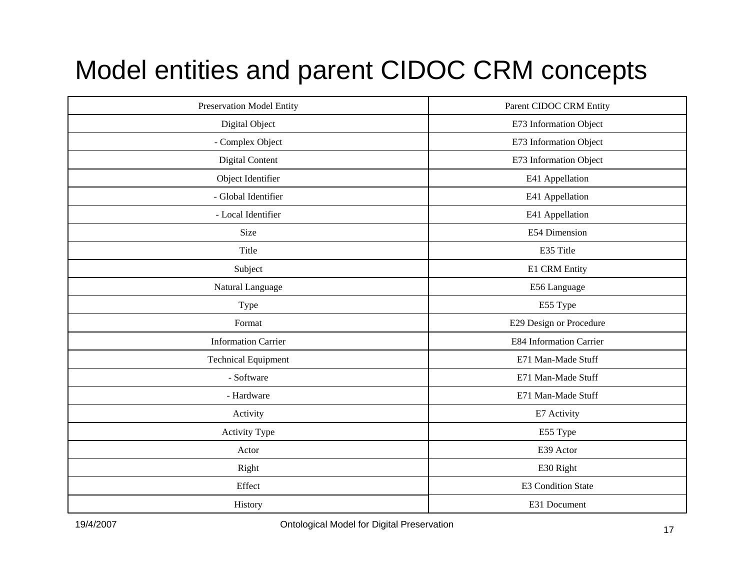# Model entities and parent CIDOC CRM concepts

| Preservation Model Entity | Parent CIDOC CRM Entity |
|---|---|
| Digital Object | E73 Information Object |
| - Complex Object | E73 Information Object |
| Digital Content | E73 Information Object |
| Object Identifier | E41 Appellation |
| - Global Identifier | E41 Appellation |
| - Local Identifier | E41 Appellation |
| Size | E54 Dimension |
| Title | E35 Title |
| Subject | E1 CRM Entity |
| Natural Language | E56 Language |
| Type | E55 Type |
| Format | E29 Design or Procedure |
| Information Carrier | E84 Information Carrier |
| Technical Equipment | E71 Man-Made Stuff |
| - Software | E71 Man-Made Stuff |
| - Hardware | E71 Man-Made Stuff |
| Activity | E7 Activity |
| Activity Type | E55 Type |
| Actor | E39 Actor |
| Right | E30 Right |
| Effect | E3 Condition State |
| History | E31 Document |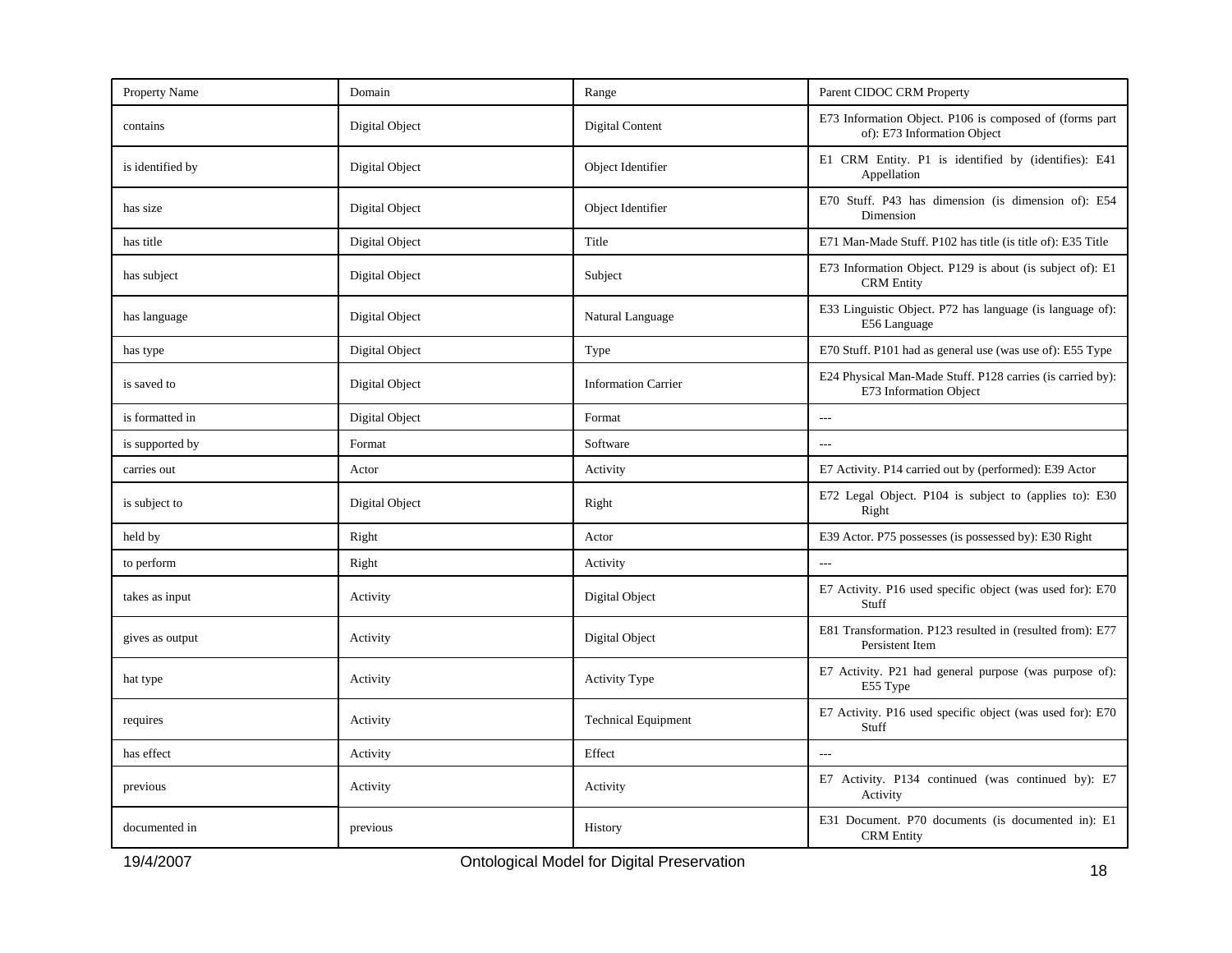| Property Name | Domain | Range | Parent CIDOC CRM Property |
| --- | --- | --- | --- |
| contains | Digital Object | Digital Content | E73 Information Object. P106 is composed of (forms part of): E73 Information Object |
| is identified by | Digital Object | Object Identifier | E1 CRM Entity. P1 is identified by (identifies): E41 Appellation |
| has size | Digital Object | Object Identifier | E70 Stuff. P43 has dimension (is dimension of): E54 Dimension |
| has title | Digital Object | Title | E71 Man-Made Stuff. P102 has title (is title of): E35 Title |
| has subject | Digital Object | Subject | E73 Information Object. P129 is about (is subject of): E1 CRM Entity |
| has language | Digital Object | Natural Language | E33 Linguistic Object. P72 has language (is language of): E56 Language |
| has type | Digital Object | Type | E70 Stuff. P101 had as general use (was use of): E55 Type |
| is saved to | Digital Object | Information Carrier | E24 Physical Man-Made Stuff. P128 carries (is carried by): E73 Information Object |
| is formatted in | Digital Object | Format | --- |
| is supported by | Format | Software | --- |
| carries out | Actor | Activity | E7 Activity. P14 carried out by (performed): E39 Actor |
| is subject to | Digital Object | Right | E72 Legal Object. P104 is subject to (applies to): E30 Right |
| held by | Right | Actor | E39 Actor. P75 possesses (is possessed by): E30 Right |
| to perform | Right | Activity | --- |
| takes as input | Activity | Digital Object | E7 Activity. P16 used specific object (was used for): E70 Stuff |
| gives as output | Activity | Digital Object | E81 Transformation. P123 resulted in (resulted from): E77 Persistent Item |
| hat type | Activity | Activity Type | E7 Activity. P21 had general purpose (was purpose of): E55 Type |
| requires | Activity | Technical Equipment | E7 Activity. P16 used specific object (was used for): E70 Stuff |
| has effect | Activity | Effect | --- |
| previous | Activity | Activity | E7 Activity. P134 continued (was continued by): E7 Activity |
| documented in | previous | History | E31 Document. P70 documents (is documented in): E1 CRM Entity |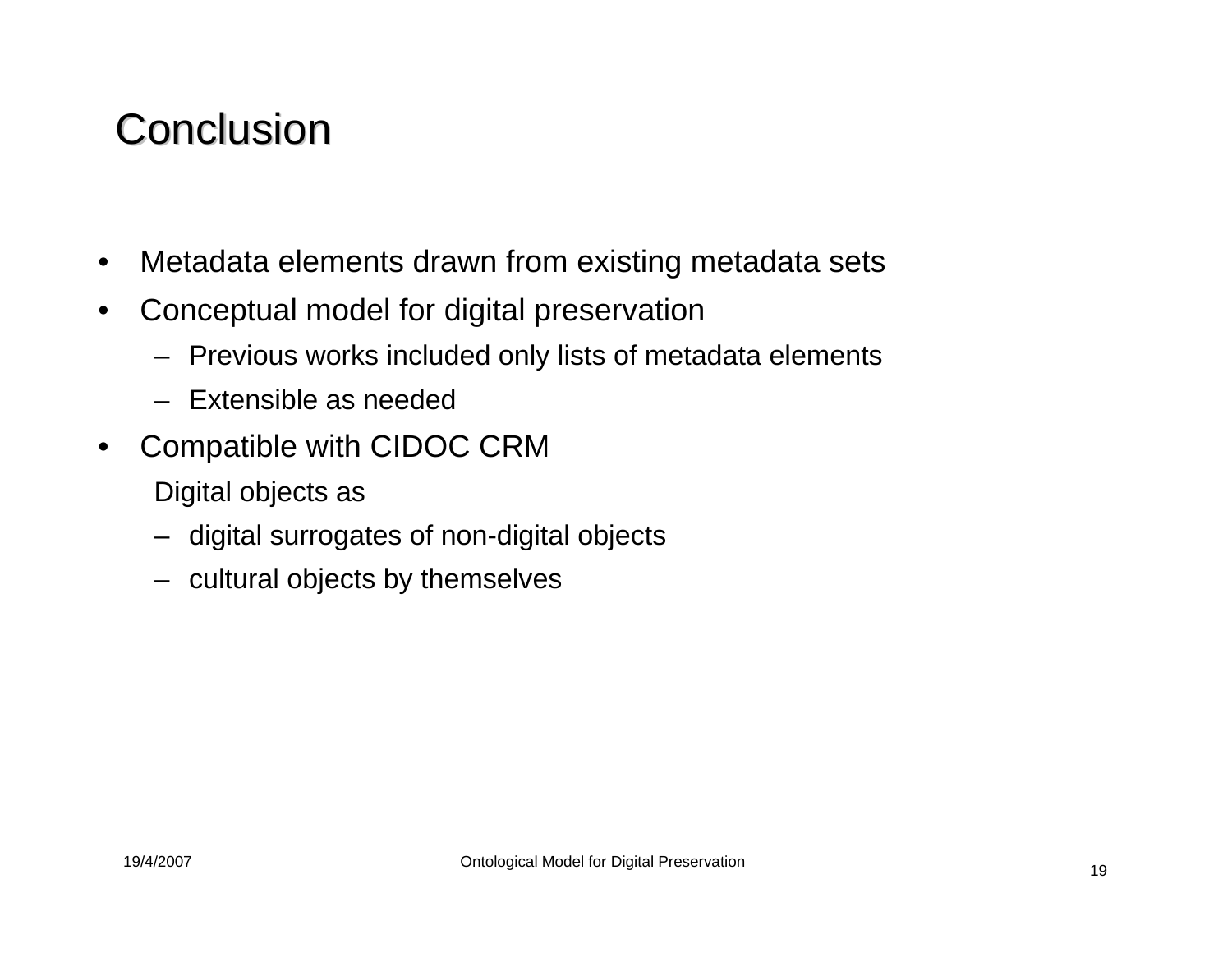# Conclusion

- Metadata elements drawn from existing metadata sets
- Conceptual model for digital preservation
  - Previous works included only lists of metadata elements
  - Extensible as needed
- Compatible with CIDOC CRM

  Digital objects as
  - digital surrogates of non-digital objects
  - cultural objects by themselves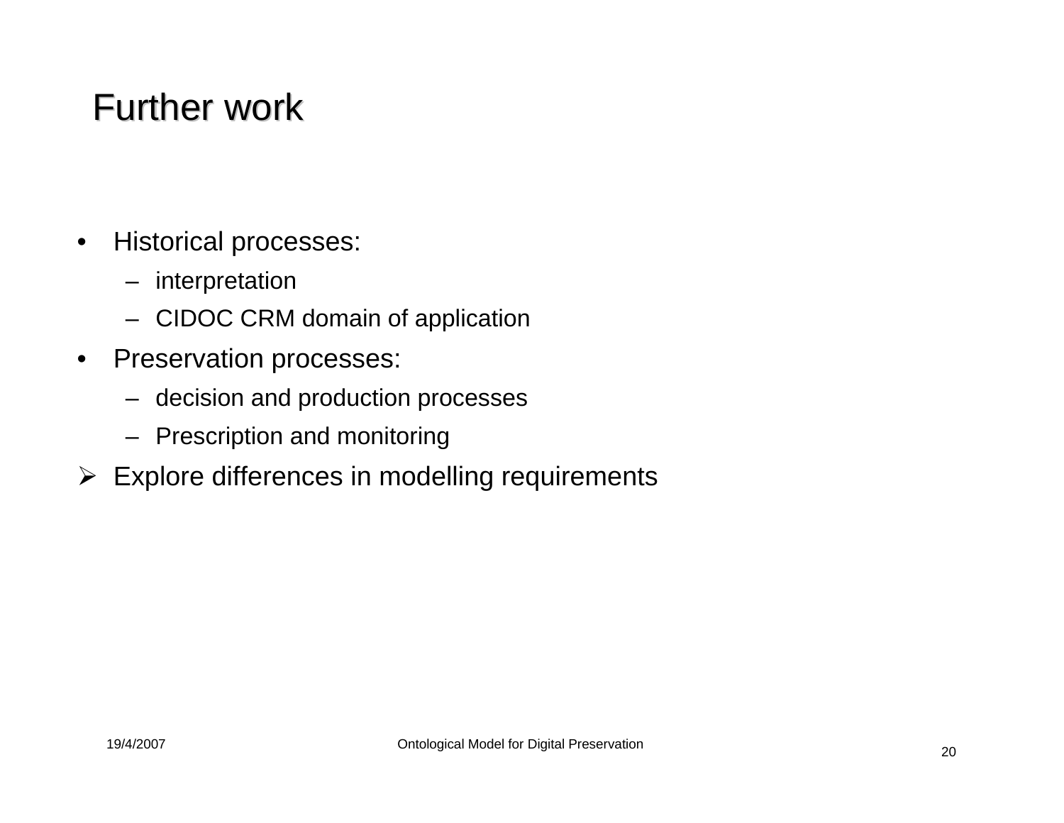# Further work

- Historical processes:
  - interpretation
  - CIDOC CRM domain of application
- Preservation processes:
  - decision and production processes
  - Prescription and monitoring
- ➢ Explore differences in modelling requirements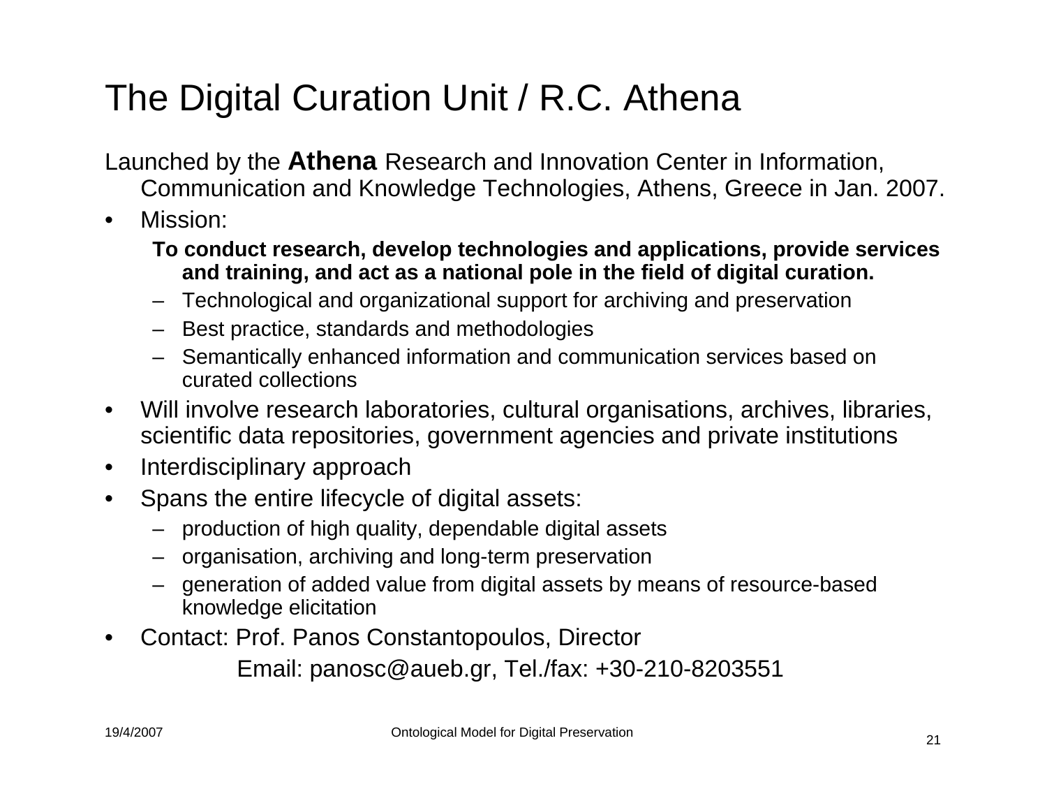# The Digital Curation Unit / R.C. Athena

Launched by the **Athena** Research and Innovation Center in Information, Communication and Knowledge Technologies, Athens, Greece in Jan. 2007.

- Mission:

  **To conduct research, develop technologies and applications, provide services and training, and act as a national pole in the field of digital curation.**

  - Technological and organizational support for archiving and preservation
  - Best practice, standards and methodologies
  - Semantically enhanced information and communication services based on curated collections
- Will involve research laboratories, cultural organisations, archives, libraries, scientific data repositories, government agencies and private institutions
- Interdisciplinary approach
- Spans the entire lifecycle of digital assets:
  - production of high quality, dependable digital assets
  - organisation, archiving and long-term preservation
  - generation of added value from digital assets by means of resource-based knowledge elicitation
- Contact: Prof. Panos Constantopoulos, Director

  Email: panosc@aueb.gr, Tel./fax: +30-210-8203551